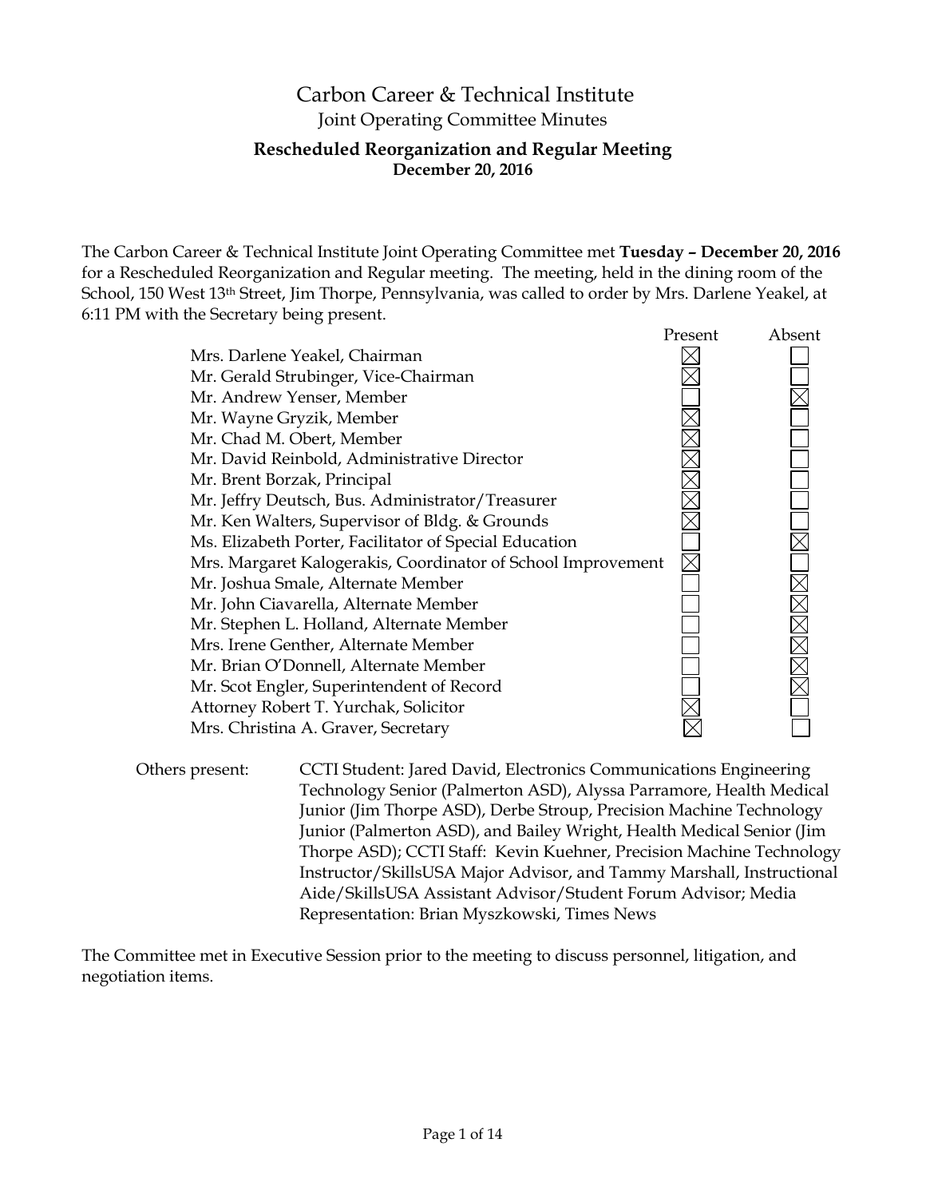# Carbon Career & Technical Institute

## Joint Operating Committee Minutes

### Rescheduled Reorganization and Regular Meeting

**December 20, 2016**

The Carbon Career & Technical Institute Joint Operating Committee met **Tuesday – December 20, 2016** for a Rescheduled Reorganization and Regular meeting. The meeting, held in the dining room of the School, 150 West 13th Street, Jim Thorpe, Pennsylvania, was called to order by Mrs. Darlene Yeakel, at 6:11 PM with the Secretary being present.

| | Present | Absent |
|---|---|---|
| Mrs. Darlene Yeakel, Chairman | ☒ | ☐ |
| Mr. Gerald Strubinger, Vice-Chairman | ☒ | ☐ |
| Mr. Andrew Yenser, Member | ☐ | ☒ |
| Mr. Wayne Gryzik, Member | ☒ | ☐ |
| Mr. Chad M. Obert, Member | ☒ | ☐ |
| Mr. David Reinbold, Administrative Director | ☒ | ☐ |
| Mr. Brent Borzak, Principal | ☒ | ☐ |
| Mr. Jeffry Deutsch, Bus. Administrator/Treasurer | ☒ | ☐ |
| Mr. Ken Walters, Supervisor of Bldg. & Grounds | ☒ | ☐ |
| Ms. Elizabeth Porter, Facilitator of Special Education | ☐ | ☒ |
| Mrs. Margaret Kalogerakis, Coordinator of School Improvement | ☒ | ☐ |
| Mr. Joshua Smale, Alternate Member | ☐ | ☒ |
| Mr. John Ciavarella, Alternate Member | ☐ | ☒ |
| Mr. Stephen L. Holland, Alternate Member | ☐ | ☒ |
| Mrs. Irene Genther, Alternate Member | ☐ | ☒ |
| Mr. Brian O'Donnell, Alternate Member | ☐ | ☒ |
| Mr. Scot Engler, Superintendent of Record | ☐ | ☒ |
| Attorney Robert T. Yurchak, Solicitor | ☒ | ☐ |
| Mrs. Christina A. Graver, Secretary | ☒ | ☐ |

Others present: CCTI Student: Jared David, Electronics Communications Engineering Technology Senior (Palmerton ASD), Alyssa Parramore, Health Medical Junior (Jim Thorpe ASD), Derbe Stroup, Precision Machine Technology Junior (Palmerton ASD), and Bailey Wright, Health Medical Senior (Jim Thorpe ASD); CCTI Staff: Kevin Kuehner, Precision Machine Technology Instructor/SkillsUSA Major Advisor, and Tammy Marshall, Instructional Aide/SkillsUSA Assistant Advisor/Student Forum Advisor; Media Representation: Brian Myszkowski, Times News

The Committee met in Executive Session prior to the meeting to discuss personnel, litigation, and negotiation items.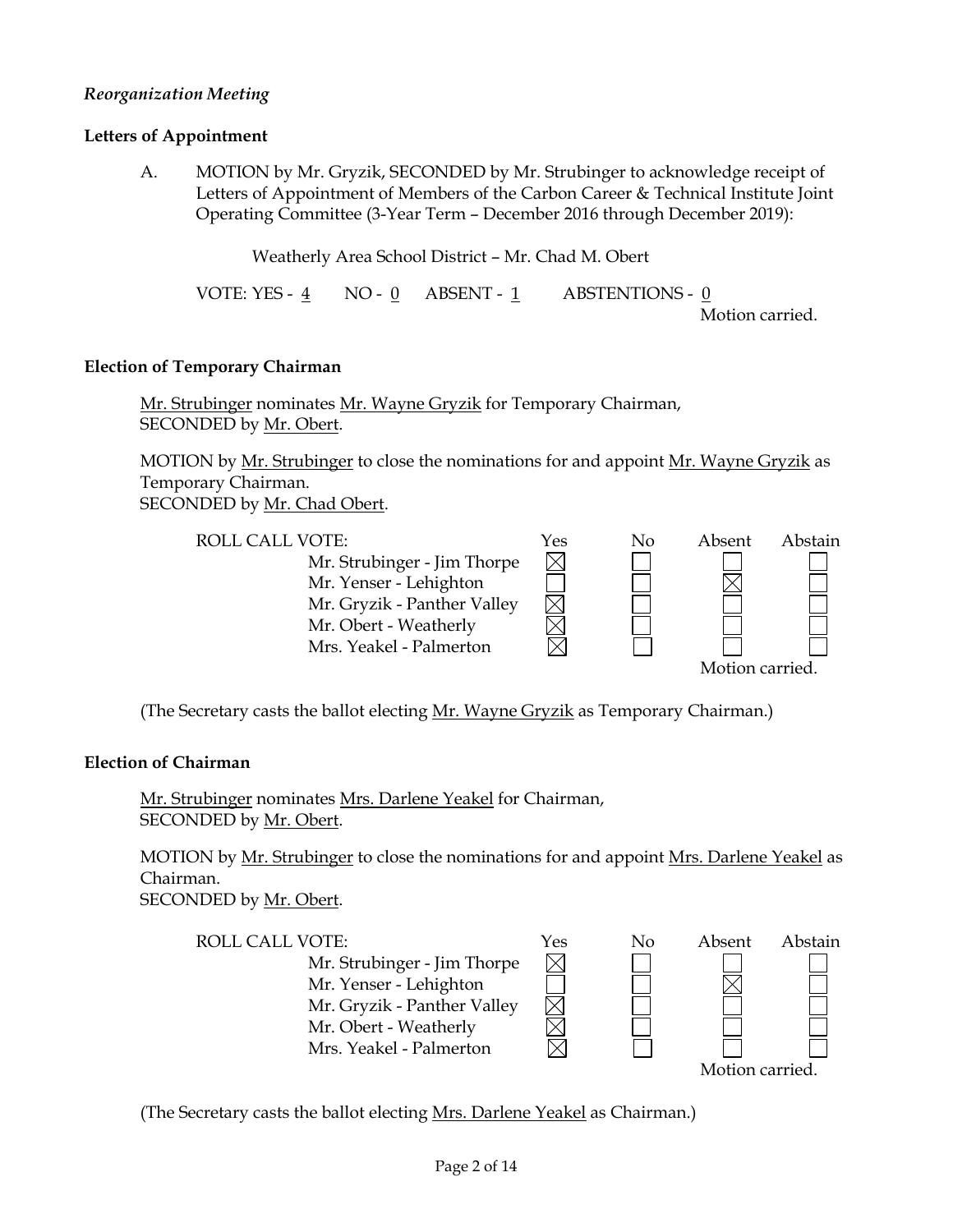*Reorganization Meeting*

**Letters of Appointment**

A. MOTION by Mr. Gryzik, SECONDED by Mr. Strubinger to acknowledge receipt of Letters of Appointment of Members of the Carbon Career & Technical Institute Joint Operating Committee (3-Year Term – December 2016 through December 2019):

Weatherly Area School District – Mr. Chad M. Obert

VOTE: YES - 4 NO - 0 ABSENT - 1 ABSTENTIONS - 0

Motion carried.

**Election of Temporary Chairman**

Mr. Strubinger nominates Mr. Wayne Gryzik for Temporary Chairman, SECONDED by Mr. Obert.

MOTION by Mr. Strubinger to close the nominations for and appoint Mr. Wayne Gryzik as Temporary Chairman.
SECONDED by Mr. Chad Obert.

| ROLL CALL VOTE: | Yes | No | Absent | Abstain |
|---|---|---|---|---|
| Mr. Strubinger - Jim Thorpe | ☒ | ☐ | ☐ | ☐ |
| Mr. Yenser - Lehighton | ☐ | ☐ | ☒ | ☐ |
| Mr. Gryzik - Panther Valley | ☒ | ☐ | ☐ | ☐ |
| Mr. Obert - Weatherly | ☒ | ☐ | ☐ | ☐ |
| Mrs. Yeakel - Palmerton | ☒ | ☐ | ☐ | ☐ |

Motion carried.

(The Secretary casts the ballot electing Mr. Wayne Gryzik as Temporary Chairman.)

**Election of Chairman**

Mr. Strubinger nominates Mrs. Darlene Yeakel for Chairman, SECONDED by Mr. Obert.

MOTION by Mr. Strubinger to close the nominations for and appoint Mrs. Darlene Yeakel as Chairman.
SECONDED by Mr. Obert.

| ROLL CALL VOTE: | Yes | No | Absent | Abstain |
|---|---|---|---|---|
| Mr. Strubinger - Jim Thorpe | ☒ | ☐ | ☐ | ☐ |
| Mr. Yenser - Lehighton | ☐ | ☐ | ☒ | ☐ |
| Mr. Gryzik - Panther Valley | ☒ | ☐ | ☐ | ☐ |
| Mr. Obert - Weatherly | ☒ | ☐ | ☐ | ☐ |
| Mrs. Yeakel - Palmerton | ☒ | ☐ | ☐ | ☐ |

Motion carried.

(The Secretary casts the ballot electing Mrs. Darlene Yeakel as Chairman.)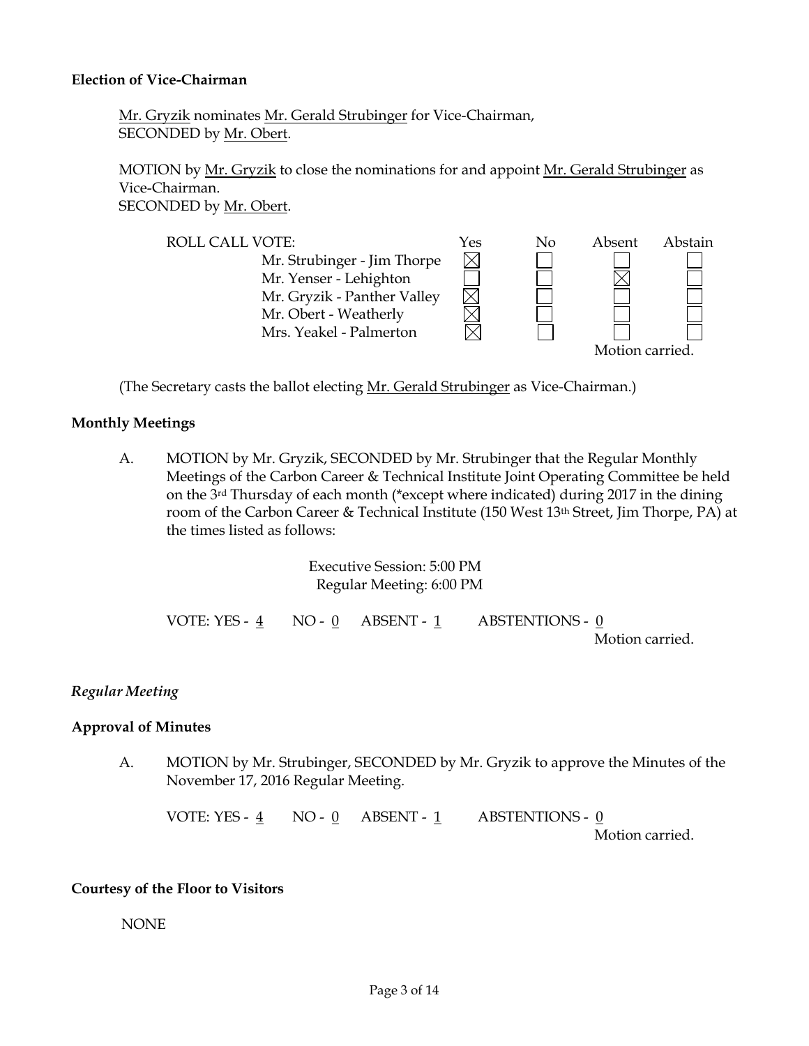**Election of Vice-Chairman**

Mr. Gryzik nominates Mr. Gerald Strubinger for Vice-Chairman,
SECONDED by Mr. Obert.

MOTION by Mr. Gryzik to close the nominations for and appoint Mr. Gerald Strubinger as Vice-Chairman.
SECONDED by Mr. Obert.

| ROLL CALL VOTE: | Yes | No | Absent | Abstain |
|---|---|---|---|---|
| Mr. Strubinger - Jim Thorpe | ☒ | ☐ | ☐ | ☐ |
| Mr. Yenser - Lehighton | ☐ | ☐ | ☒ | ☐ |
| Mr. Gryzik - Panther Valley | ☒ | ☐ | ☐ | ☐ |
| Mr. Obert - Weatherly | ☒ | ☐ | ☐ | ☐ |
| Mrs. Yeakel - Palmerton | ☒ | ☐ | ☐ | ☐ |

Motion carried.

(The Secretary casts the ballot electing Mr. Gerald Strubinger as Vice-Chairman.)

**Monthly Meetings**

A. MOTION by Mr. Gryzik, SECONDED by Mr. Strubinger that the Regular Monthly Meetings of the Carbon Career & Technical Institute Joint Operating Committee be held on the 3rd Thursday of each month (*except where indicated) during 2017 in the dining room of the Carbon Career & Technical Institute (150 West 13th Street, Jim Thorpe, PA) at the times listed as follows:

Executive Session: 5:00 PM
Regular Meeting: 6:00 PM

VOTE: YES - 4 NO - 0 ABSENT - 1 ABSTENTIONS - 0
Motion carried.

*Regular Meeting*

**Approval of Minutes**

A. MOTION by Mr. Strubinger, SECONDED by Mr. Gryzik to approve the Minutes of the November 17, 2016 Regular Meeting.

VOTE: YES - 4 NO - 0 ABSENT - 1 ABSTENTIONS - 0
Motion carried.

**Courtesy of the Floor to Visitors**

NONE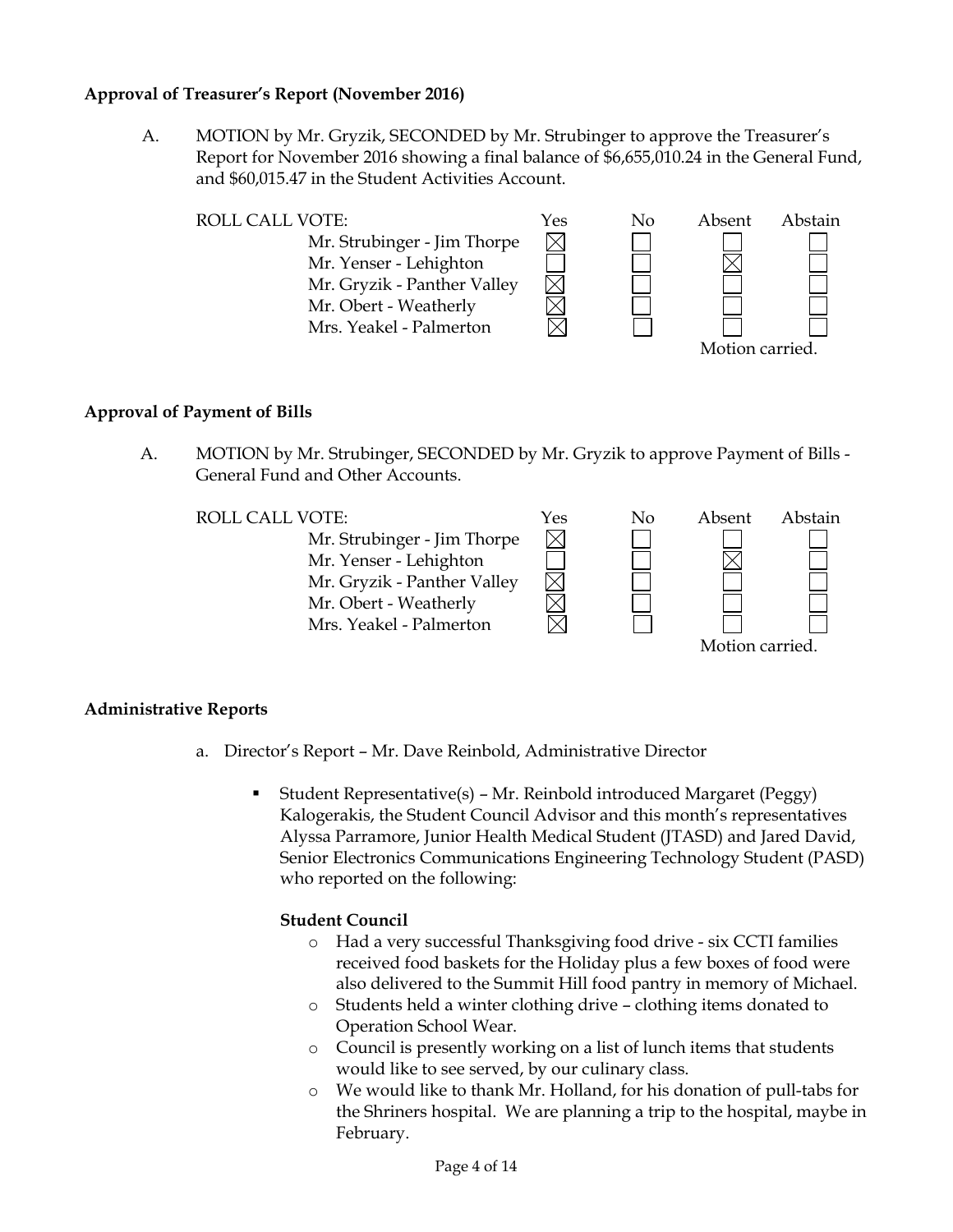**Approval of Treasurer's Report (November 2016)**

A. MOTION by Mr. Gryzik, SECONDED by Mr. Strubinger to approve the Treasurer's Report for November 2016 showing a final balance of $6,655,010.24 in the General Fund, and $60,015.47 in the Student Activities Account.

| ROLL CALL VOTE: | Yes | No | Absent | Abstain |
|---|---|---|---|---|
| Mr. Strubinger - Jim Thorpe | ☒ | ☐ | ☐ | ☐ |
| Mr. Yenser - Lehighton | ☐ | ☐ | ☒ | ☐ |
| Mr. Gryzik - Panther Valley | ☒ | ☐ | ☐ | ☐ |
| Mr. Obert - Weatherly | ☒ | ☐ | ☐ | ☐ |
| Mrs. Yeakel - Palmerton | ☒ | ☐ | ☐ | ☐ |

Motion carried.

**Approval of Payment of Bills**

A. MOTION by Mr. Strubinger, SECONDED by Mr. Gryzik to approve Payment of Bills - General Fund and Other Accounts.

| ROLL CALL VOTE: | Yes | No | Absent | Abstain |
|---|---|---|---|---|
| Mr. Strubinger - Jim Thorpe | ☒ | ☐ | ☐ | ☐ |
| Mr. Yenser - Lehighton | ☐ | ☐ | ☒ | ☐ |
| Mr. Gryzik - Panther Valley | ☒ | ☐ | ☐ | ☐ |
| Mr. Obert - Weatherly | ☒ | ☐ | ☐ | ☐ |
| Mrs. Yeakel - Palmerton | ☒ | ☐ | ☐ | ☐ |

Motion carried.

**Administrative Reports**

a. Director's Report – Mr. Dave Reinbold, Administrative Director

- Student Representative(s) – Mr. Reinbold introduced Margaret (Peggy) Kalogerakis, the Student Council Advisor and this month's representatives Alyssa Parramore, Junior Health Medical Student (JTASD) and Jared David, Senior Electronics Communications Engineering Technology Student (PASD) who reported on the following:

  **Student Council**

  - Had a very successful Thanksgiving food drive - six CCTI families received food baskets for the Holiday plus a few boxes of food were also delivered to the Summit Hill food pantry in memory of Michael.
  - Students held a winter clothing drive – clothing items donated to Operation School Wear.
  - Council is presently working on a list of lunch items that students would like to see served, by our culinary class.
  - We would like to thank Mr. Holland, for his donation of pull-tabs for the Shriners hospital. We are planning a trip to the hospital, maybe in February.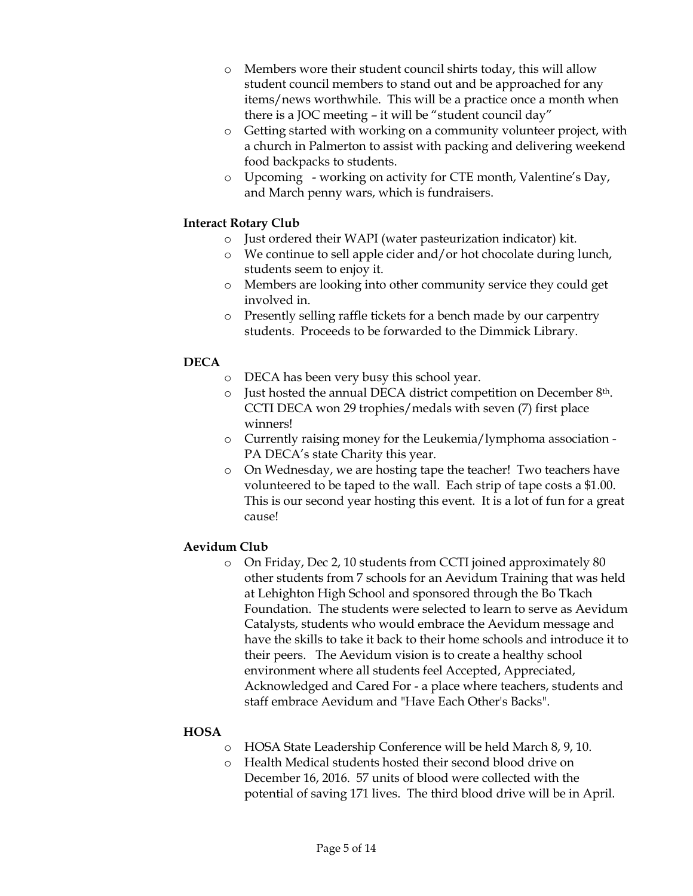- Members wore their student council shirts today, this will allow student council members to stand out and be approached for any items/news worthwhile. This will be a practice once a month when there is a JOC meeting – it will be "student council day"
- Getting started with working on a community volunteer project, with a church in Palmerton to assist with packing and delivering weekend food backpacks to students.
- Upcoming - working on activity for CTE month, Valentine's Day, and March penny wars, which is fundraisers.

**Interact Rotary Club**

- Just ordered their WAPI (water pasteurization indicator) kit.
- We continue to sell apple cider and/or hot chocolate during lunch, students seem to enjoy it.
- Members are looking into other community service they could get involved in.
- Presently selling raffle tickets for a bench made by our carpentry students. Proceeds to be forwarded to the Dimmick Library.

**DECA**

- DECA has been very busy this school year.
- Just hosted the annual DECA district competition on December 8th. CCTI DECA won 29 trophies/medals with seven (7) first place winners!
- Currently raising money for the Leukemia/lymphoma association - PA DECA's state Charity this year.
- On Wednesday, we are hosting tape the teacher! Two teachers have volunteered to be taped to the wall. Each strip of tape costs a $1.00. This is our second year hosting this event. It is a lot of fun for a great cause!

**Aevidum Club**

- On Friday, Dec 2, 10 students from CCTI joined approximately 80 other students from 7 schools for an Aevidum Training that was held at Lehighton High School and sponsored through the Bo Tkach Foundation. The students were selected to learn to serve as Aevidum Catalysts, students who would embrace the Aevidum message and have the skills to take it back to their home schools and introduce it to their peers. The Aevidum vision is to create a healthy school environment where all students feel Accepted, Appreciated, Acknowledged and Cared For - a place where teachers, students and staff embrace Aevidum and "Have Each Other's Backs".

**HOSA**

- HOSA State Leadership Conference will be held March 8, 9, 10.
- Health Medical students hosted their second blood drive on December 16, 2016. 57 units of blood were collected with the potential of saving 171 lives. The third blood drive will be in April.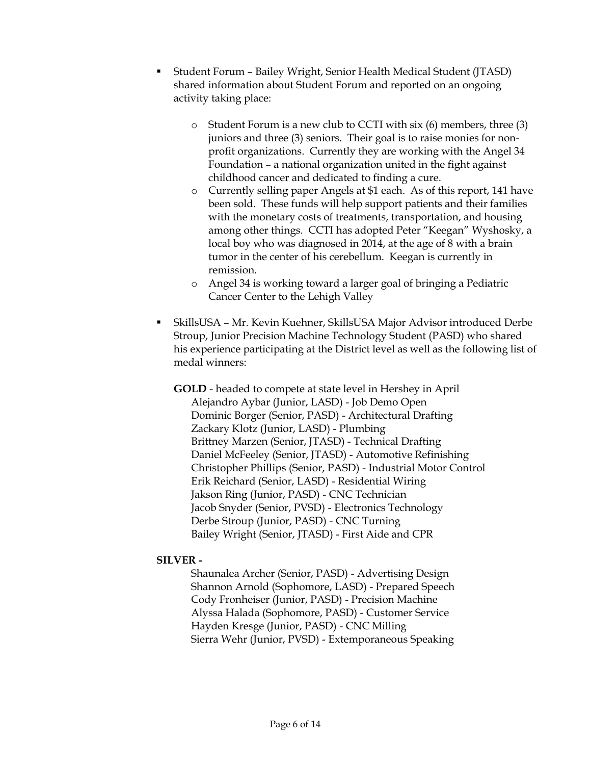- Student Forum – Bailey Wright, Senior Health Medical Student (JTASD) shared information about Student Forum and reported on an ongoing activity taking place:

  - Student Forum is a new club to CCTI with six (6) members, three (3) juniors and three (3) seniors. Their goal is to raise monies for non-profit organizations. Currently they are working with the Angel 34 Foundation – a national organization united in the fight against childhood cancer and dedicated to finding a cure.
  - Currently selling paper Angels at $1 each. As of this report, 141 have been sold. These funds will help support patients and their families with the monetary costs of treatments, transportation, and housing among other things. CCTI has adopted Peter "Keegan" Wyshosky, a local boy who was diagnosed in 2014, at the age of 8 with a brain tumor in the center of his cerebellum. Keegan is currently in remission.
  - Angel 34 is working toward a larger goal of bringing a Pediatric Cancer Center to the Lehigh Valley

- SkillsUSA – Mr. Kevin Kuehner, SkillsUSA Major Advisor introduced Derbe Stroup, Junior Precision Machine Technology Student (PASD) who shared his experience participating at the District level as well as the following list of medal winners:

  **GOLD** - headed to compete at state level in Hershey in April
  Alejandro Aybar (Junior, LASD) - Job Demo Open
  Dominic Borger (Senior, PASD) - Architectural Drafting
  Zackary Klotz (Junior, LASD) - Plumbing
  Brittney Marzen (Senior, JTASD) - Technical Drafting
  Daniel McFeeley (Senior, JTASD) - Automotive Refinishing
  Christopher Phillips (Senior, PASD) - Industrial Motor Control
  Erik Reichard (Senior, LASD) - Residential Wiring
  Jakson Ring (Junior, PASD) - CNC Technician
  Jacob Snyder (Senior, PVSD) - Electronics Technology
  Derbe Stroup (Junior, PASD) - CNC Turning
  Bailey Wright (Senior, JTASD) - First Aide and CPR

**SILVER -**
Shaunalea Archer (Senior, PASD) - Advertising Design
Shannon Arnold (Sophomore, LASD) - Prepared Speech
Cody Fronheiser (Junior, PASD) - Precision Machine
Alyssa Halada (Sophomore, PASD) - Customer Service
Hayden Kresge (Junior, PASD) - CNC Milling
Sierra Wehr (Junior, PVSD) - Extemporaneous Speaking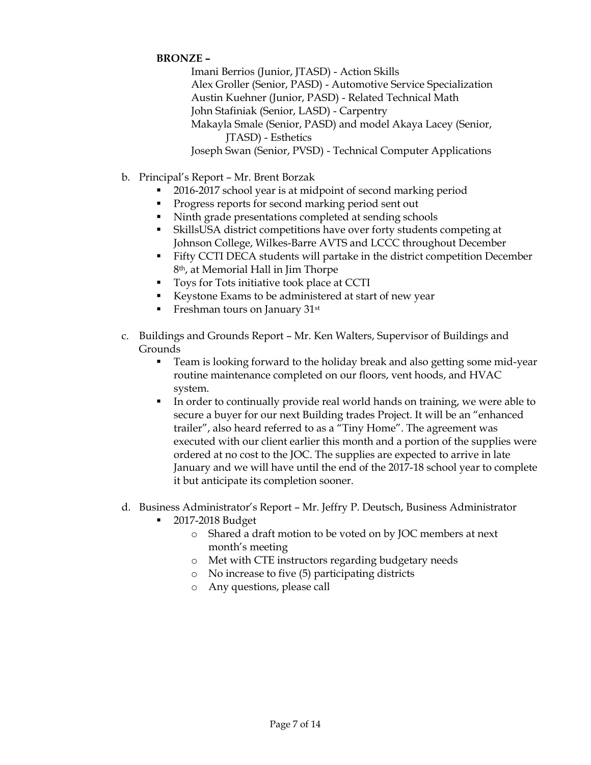**BRONZE –**

Imani Berrios (Junior, JTASD) - Action Skills
Alex Groller (Senior, PASD) - Automotive Service Specialization
Austin Kuehner (Junior, PASD) - Related Technical Math
John Stafiniak (Senior, LASD) - Carpentry
Makayla Smale (Senior, PASD) and model Akaya Lacey (Senior, JTASD) - Esthetics
Joseph Swan (Senior, PVSD) - Technical Computer Applications

b. Principal's Report – Mr. Brent Borzak
   - 2016-2017 school year is at midpoint of second marking period
   - Progress reports for second marking period sent out
   - Ninth grade presentations completed at sending schools
   - SkillsUSA district competitions have over forty students competing at Johnson College, Wilkes-Barre AVTS and LCCC throughout December
   - Fifty CCTI DECA students will partake in the district competition December 8th, at Memorial Hall in Jim Thorpe
   - Toys for Tots initiative took place at CCTI
   - Keystone Exams to be administered at start of new year
   - Freshman tours on January 31st

c. Buildings and Grounds Report – Mr. Ken Walters, Supervisor of Buildings and Grounds
   - Team is looking forward to the holiday break and also getting some mid-year routine maintenance completed on our floors, vent hoods, and HVAC system.
   - In order to continually provide real world hands on training, we were able to secure a buyer for our next Building trades Project. It will be an "enhanced trailer", also heard referred to as a "Tiny Home". The agreement was executed with our client earlier this month and a portion of the supplies were ordered at no cost to the JOC. The supplies are expected to arrive in late January and we will have until the end of the 2017-18 school year to complete it but anticipate its completion sooner.

d. Business Administrator's Report – Mr. Jeffry P. Deutsch, Business Administrator
   - 2017-2018 Budget
     - Shared a draft motion to be voted on by JOC members at next month's meeting
     - Met with CTE instructors regarding budgetary needs
     - No increase to five (5) participating districts
     - Any questions, please call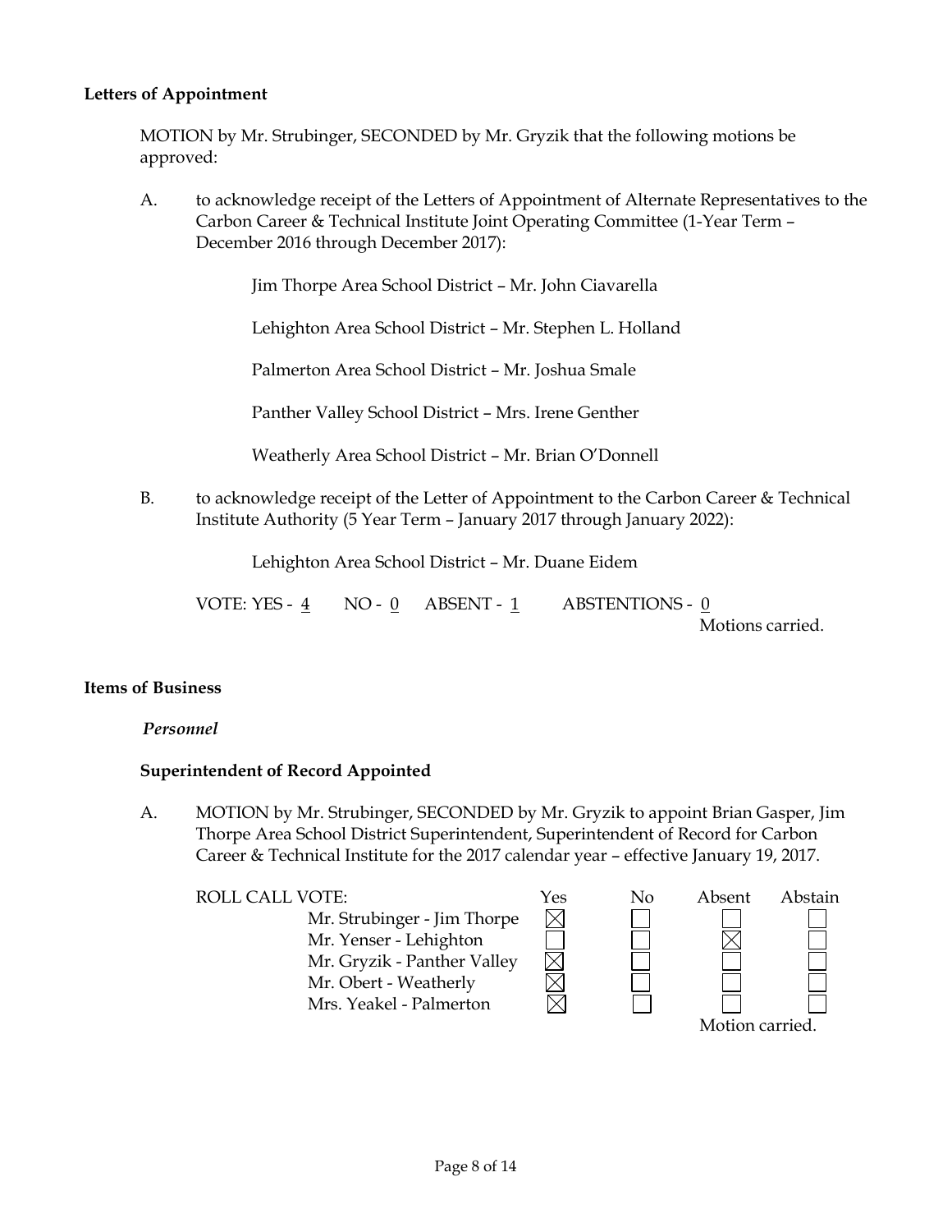**Letters of Appointment**

MOTION by Mr. Strubinger, SECONDED by Mr. Gryzik that the following motions be approved:

A. to acknowledge receipt of the Letters of Appointment of Alternate Representatives to the Carbon Career & Technical Institute Joint Operating Committee (1-Year Term – December 2016 through December 2017):

Jim Thorpe Area School District – Mr. John Ciavarella

Lehighton Area School District – Mr. Stephen L. Holland

Palmerton Area School District – Mr. Joshua Smale

Panther Valley School District – Mrs. Irene Genther

Weatherly Area School District – Mr. Brian O'Donnell

B. to acknowledge receipt of the Letter of Appointment to the Carbon Career & Technical Institute Authority (5 Year Term – January 2017 through January 2022):

Lehighton Area School District – Mr. Duane Eidem

VOTE: YES - 4 NO - 0 ABSENT - 1 ABSTENTIONS - 0

Motions carried.

**Items of Business**

*Personnel*

**Superintendent of Record Appointed**

A. MOTION by Mr. Strubinger, SECONDED by Mr. Gryzik to appoint Brian Gasper, Jim Thorpe Area School District Superintendent, Superintendent of Record for Carbon Career & Technical Institute for the 2017 calendar year – effective January 19, 2017.

| ROLL CALL VOTE: | Yes | No | Absent | Abstain |
|---|---|---|---|---|
| Mr. Strubinger - Jim Thorpe | ☒ | ☐ | ☐ | ☐ |
| Mr. Yenser - Lehighton | ☐ | ☐ | ☒ | ☐ |
| Mr. Gryzik - Panther Valley | ☒ | ☐ | ☐ | ☐ |
| Mr. Obert - Weatherly | ☒ | ☐ | ☐ | ☐ |
| Mrs. Yeakel - Palmerton | ☒ | ☐ | ☐ | ☐ |

Motion carried.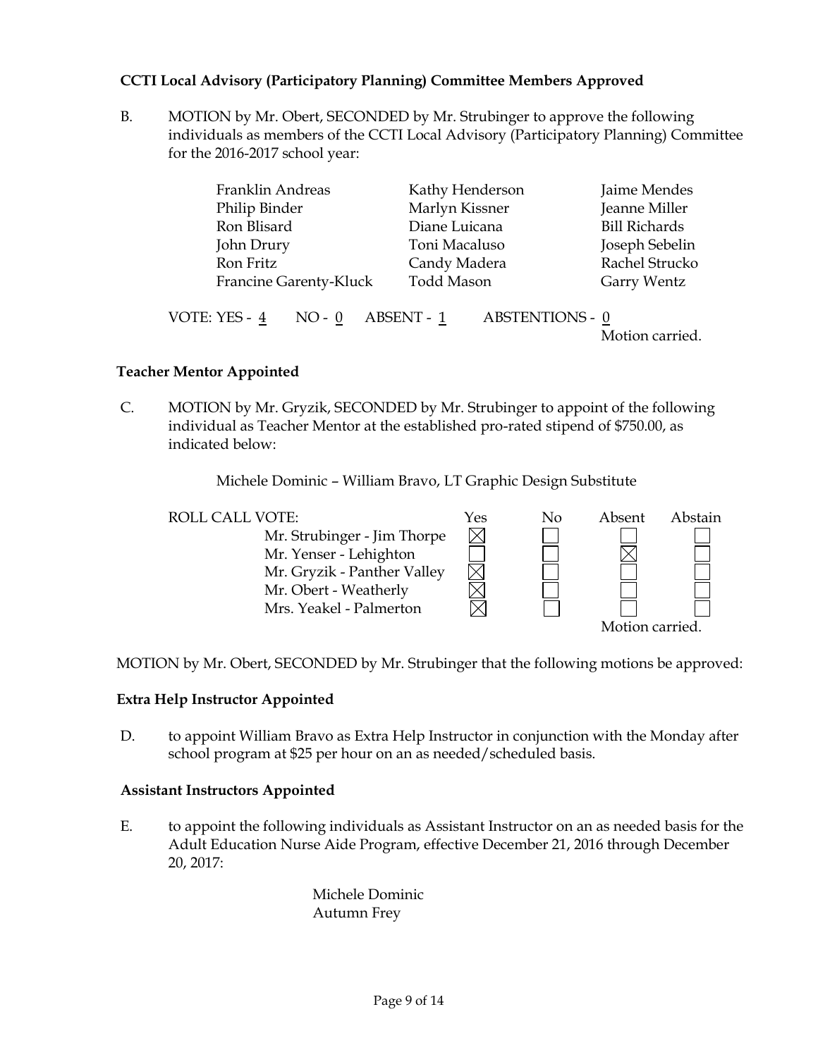**CCTI Local Advisory (Participatory Planning) Committee Members Approved**

B. MOTION by Mr. Obert, SECONDED by Mr. Strubinger to approve the following individuals as members of the CCTI Local Advisory (Participatory Planning) Committee for the 2016-2017 school year:

| | | |
|---|---|---|
| Franklin Andreas | Kathy Henderson | Jaime Mendes |
| Philip Binder | Marlyn Kissner | Jeanne Miller |
| Ron Blisard | Diane Luicana | Bill Richards |
| John Drury | Toni Macaluso | Joseph Sebelin |
| Ron Fritz | Candy Madera | Rachel Strucko |
| Francine Garenty-Kluck | Todd Mason | Garry Wentz |

VOTE: YES - 4 NO - 0 ABSENT - 1 ABSTENTIONS - 0

Motion carried.

**Teacher Mentor Appointed**

C. MOTION by Mr. Gryzik, SECONDED by Mr. Strubinger to appoint of the following individual as Teacher Mentor at the established pro-rated stipend of $750.00, as indicated below:

Michele Dominic – William Bravo, LT Graphic Design Substitute

| ROLL CALL VOTE: | Yes | No | Absent | Abstain |
|---|---|---|---|---|
| Mr. Strubinger - Jim Thorpe | ☒ | ☐ | ☐ | ☐ |
| Mr. Yenser - Lehighton | ☐ | ☐ | ☒ | ☐ |
| Mr. Gryzik - Panther Valley | ☒ | ☐ | ☐ | ☐ |
| Mr. Obert - Weatherly | ☒ | ☐ | ☐ | ☐ |
| Mrs. Yeakel - Palmerton | ☒ | ☐ | ☐ | ☐ |

Motion carried.

MOTION by Mr. Obert, SECONDED by Mr. Strubinger that the following motions be approved:

**Extra Help Instructor Appointed**

D. to appoint William Bravo as Extra Help Instructor in conjunction with the Monday after school program at $25 per hour on an as needed/scheduled basis.

**Assistant Instructors Appointed**

E. to appoint the following individuals as Assistant Instructor on an as needed basis for the Adult Education Nurse Aide Program, effective December 21, 2016 through December 20, 2017:

Michele Dominic
Autumn Frey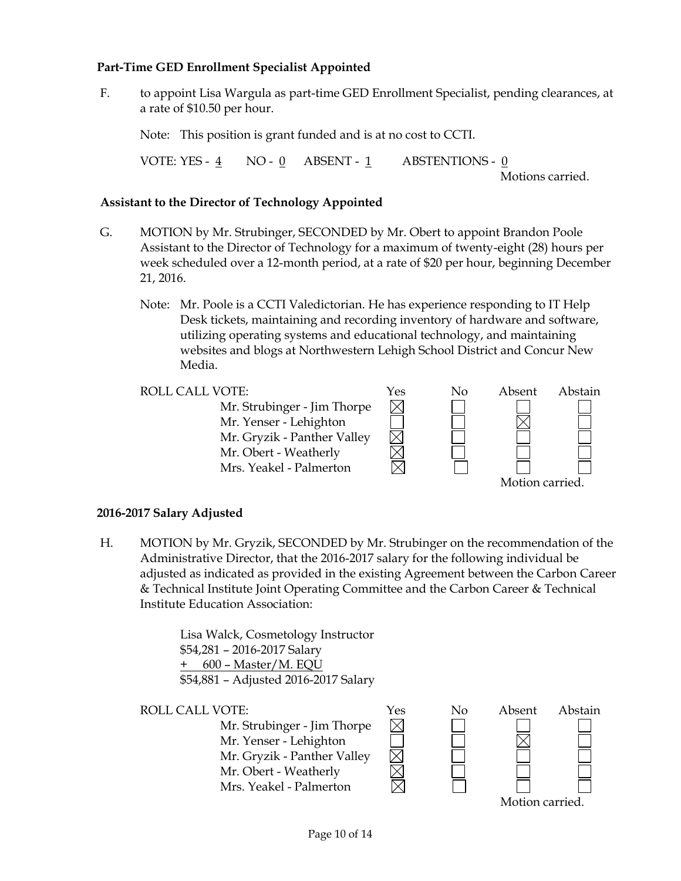**Part-Time GED Enrollment Specialist Appointed**

F. to appoint Lisa Wargula as part-time GED Enrollment Specialist, pending clearances, at a rate of $10.50 per hour.

Note: This position is grant funded and is at no cost to CCTI.

VOTE: YES - 4 NO - 0 ABSENT - 1 ABSTENTIONS - 0

Motions carried.

**Assistant to the Director of Technology Appointed**

G. MOTION by Mr. Strubinger, SECONDED by Mr. Obert to appoint Brandon Poole Assistant to the Director of Technology for a maximum of twenty-eight (28) hours per week scheduled over a 12-month period, at a rate of $20 per hour, beginning December 21, 2016.

Note: Mr. Poole is a CCTI Valedictorian. He has experience responding to IT Help Desk tickets, maintaining and recording inventory of hardware and software, utilizing operating systems and educational technology, and maintaining websites and blogs at Northwestern Lehigh School District and Concur New Media.

| ROLL CALL VOTE: | Yes | No | Absent | Abstain |
|---|---|---|---|---|
| Mr. Strubinger - Jim Thorpe | ☒ | ☐ | ☐ | ☐ |
| Mr. Yenser - Lehighton | ☐ | ☐ | ☒ | ☐ |
| Mr. Gryzik - Panther Valley | ☒ | ☐ | ☐ | ☐ |
| Mr. Obert - Weatherly | ☒ | ☐ | ☐ | ☐ |
| Mrs. Yeakel - Palmerton | ☒ | ☐ | ☐ | ☐ |

Motion carried.

**2016-2017 Salary Adjusted**

H. MOTION by Mr. Gryzik, SECONDED by Mr. Strubinger on the recommendation of the Administrative Director, that the 2016-2017 salary for the following individual be adjusted as indicated as provided in the existing Agreement between the Carbon Career & Technical Institute Joint Operating Committee and the Carbon Career & Technical Institute Education Association:

Lisa Walck, Cosmetology Instructor
$54,281 – 2016-2017 Salary
\+ 600 – Master/M. EQU
$54,881 – Adjusted 2016-2017 Salary

| ROLL CALL VOTE: | Yes | No | Absent | Abstain |
|---|---|---|---|---|
| Mr. Strubinger - Jim Thorpe | ☒ | ☐ | ☐ | ☐ |
| Mr. Yenser - Lehighton | ☐ | ☐ | ☒ | ☐ |
| Mr. Gryzik - Panther Valley | ☒ | ☐ | ☐ | ☐ |
| Mr. Obert - Weatherly | ☒ | ☐ | ☐ | ☐ |
| Mrs. Yeakel - Palmerton | ☒ | ☐ | ☐ | ☐ |

Motion carried.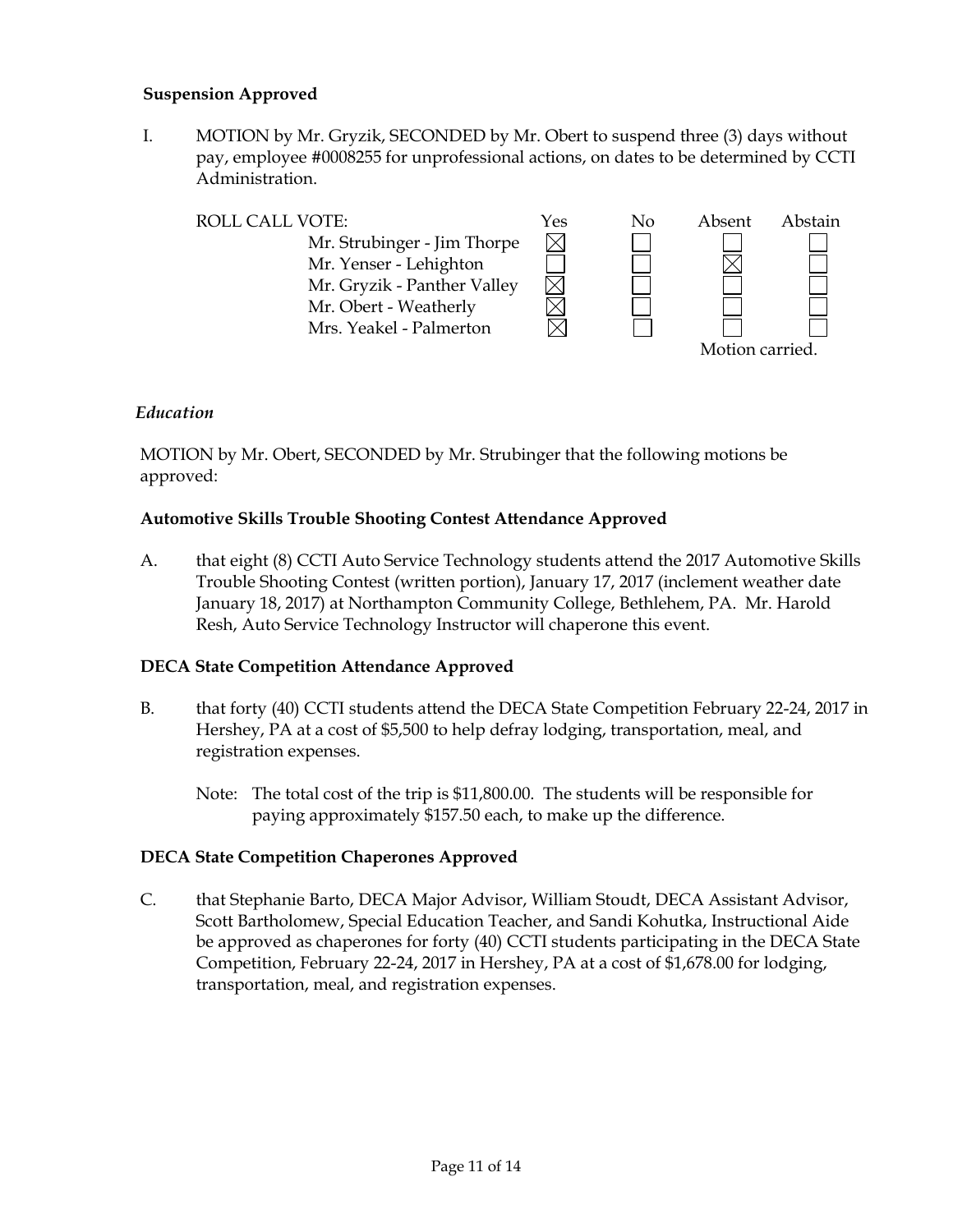**Suspension Approved**

I. MOTION by Mr. Gryzik, SECONDED by Mr. Obert to suspend three (3) days without pay, employee #0008255 for unprofessional actions, on dates to be determined by CCTI Administration.

| ROLL CALL VOTE: | Yes | No | Absent | Abstain |
|---|---|---|---|---|
| Mr. Strubinger - Jim Thorpe | ☒ | ☐ | ☐ | ☐ |
| Mr. Yenser - Lehighton | ☐ | ☐ | ☒ | ☐ |
| Mr. Gryzik - Panther Valley | ☒ | ☐ | ☐ | ☐ |
| Mr. Obert - Weatherly | ☒ | ☐ | ☐ | ☐ |
| Mrs. Yeakel - Palmerton | ☒ | ☐ | ☐ | ☐ |

Motion carried.

*Education*

MOTION by Mr. Obert, SECONDED by Mr. Strubinger that the following motions be approved:

**Automotive Skills Trouble Shooting Contest Attendance Approved**

A. that eight (8) CCTI Auto Service Technology students attend the 2017 Automotive Skills Trouble Shooting Contest (written portion), January 17, 2017 (inclement weather date January 18, 2017) at Northampton Community College, Bethlehem, PA. Mr. Harold Resh, Auto Service Technology Instructor will chaperone this event.

**DECA State Competition Attendance Approved**

B. that forty (40) CCTI students attend the DECA State Competition February 22-24, 2017 in Hershey, PA at a cost of $5,500 to help defray lodging, transportation, meal, and registration expenses.

Note: The total cost of the trip is $11,800.00. The students will be responsible for paying approximately $157.50 each, to make up the difference.

**DECA State Competition Chaperones Approved**

C. that Stephanie Barto, DECA Major Advisor, William Stoudt, DECA Assistant Advisor, Scott Bartholomew, Special Education Teacher, and Sandi Kohutka, Instructional Aide be approved as chaperones for forty (40) CCTI students participating in the DECA State Competition, February 22-24, 2017 in Hershey, PA at a cost of $1,678.00 for lodging, transportation, meal, and registration expenses.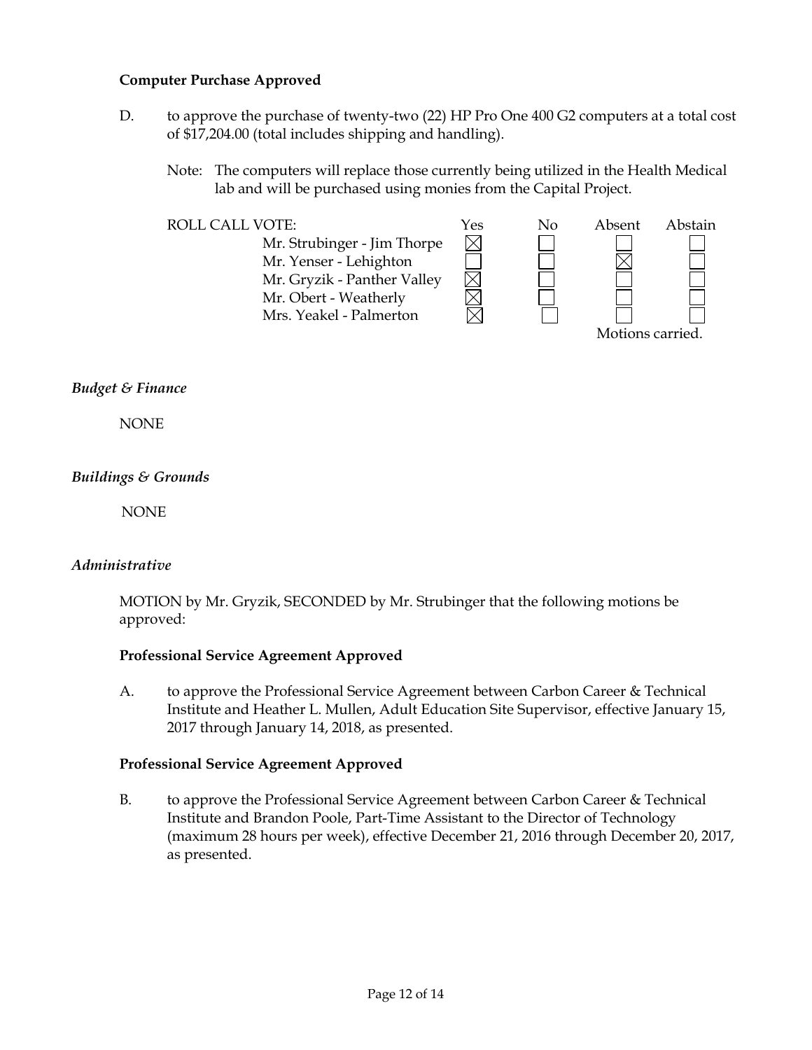**Computer Purchase Approved**

D. to approve the purchase of twenty-two (22) HP Pro One 400 G2 computers at a total cost of $17,204.00 (total includes shipping and handling).

Note: The computers will replace those currently being utilized in the Health Medical lab and will be purchased using monies from the Capital Project.

| ROLL CALL VOTE: | Yes | No | Absent | Abstain |
|---|---|---|---|---|
| Mr. Strubinger - Jim Thorpe | ☒ | ☐ | ☐ | ☐ |
| Mr. Yenser - Lehighton | ☐ | ☐ | ☒ | ☐ |
| Mr. Gryzik - Panther Valley | ☒ | ☐ | ☐ | ☐ |
| Mr. Obert - Weatherly | ☒ | ☐ | ☐ | ☐ |
| Mrs. Yeakel - Palmerton | ☒ | ☐ | ☐ | ☐ |

Motions carried.

*Budget & Finance*

NONE

*Buildings & Grounds*

NONE

*Administrative*

MOTION by Mr. Gryzik, SECONDED by Mr. Strubinger that the following motions be approved:

**Professional Service Agreement Approved**

A. to approve the Professional Service Agreement between Carbon Career & Technical Institute and Heather L. Mullen, Adult Education Site Supervisor, effective January 15, 2017 through January 14, 2018, as presented.

**Professional Service Agreement Approved**

B. to approve the Professional Service Agreement between Carbon Career & Technical Institute and Brandon Poole, Part-Time Assistant to the Director of Technology (maximum 28 hours per week), effective December 21, 2016 through December 20, 2017, as presented.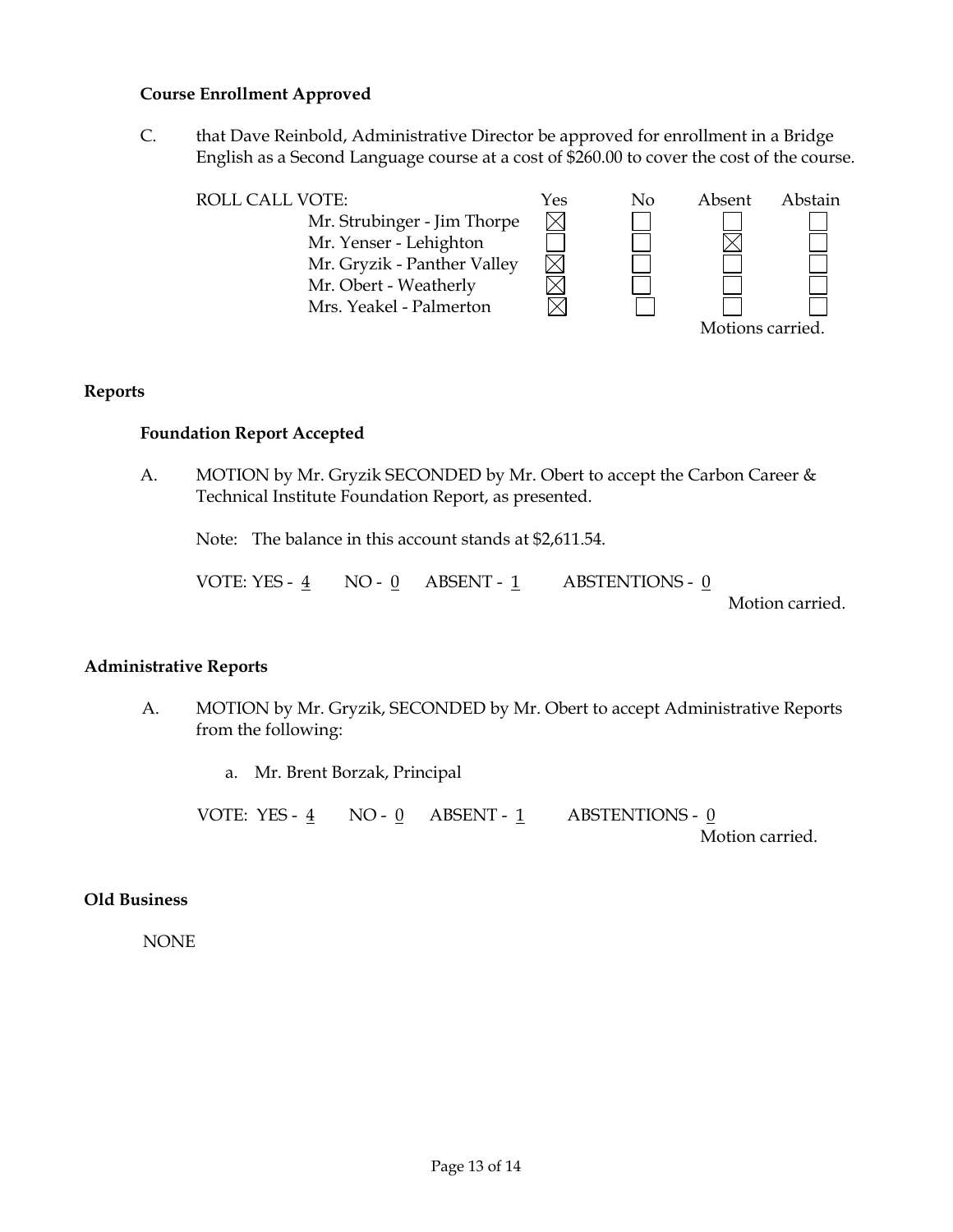**Course Enrollment Approved**

C. that Dave Reinbold, Administrative Director be approved for enrollment in a Bridge English as a Second Language course at a cost of $260.00 to cover the cost of the course.

| ROLL CALL VOTE: | Yes | No | Absent | Abstain |
|---|---|---|---|---|
| Mr. Strubinger - Jim Thorpe | ☒ | ☐ | ☐ | ☐ |
| Mr. Yenser - Lehighton | ☐ | ☐ | ☒ | ☐ |
| Mr. Gryzik - Panther Valley | ☒ | ☐ | ☐ | ☐ |
| Mr. Obert - Weatherly | ☒ | ☐ | ☐ | ☐ |
| Mrs. Yeakel - Palmerton | ☒ | ☐ | ☐ | ☐ |

Motions carried.

## Reports

**Foundation Report Accepted**

A. MOTION by Mr. Gryzik SECONDED by Mr. Obert to accept the Carbon Career & Technical Institute Foundation Report, as presented.

Note: The balance in this account stands at $2,611.54.

VOTE: YES - 4 NO - 0 ABSENT - 1 ABSTENTIONS - 0

Motion carried.

## Administrative Reports

A. MOTION by Mr. Gryzik, SECONDED by Mr. Obert to accept Administrative Reports from the following:

a. Mr. Brent Borzak, Principal

VOTE: YES - 4 NO - 0 ABSENT - 1 ABSTENTIONS - 0

Motion carried.

## Old Business

NONE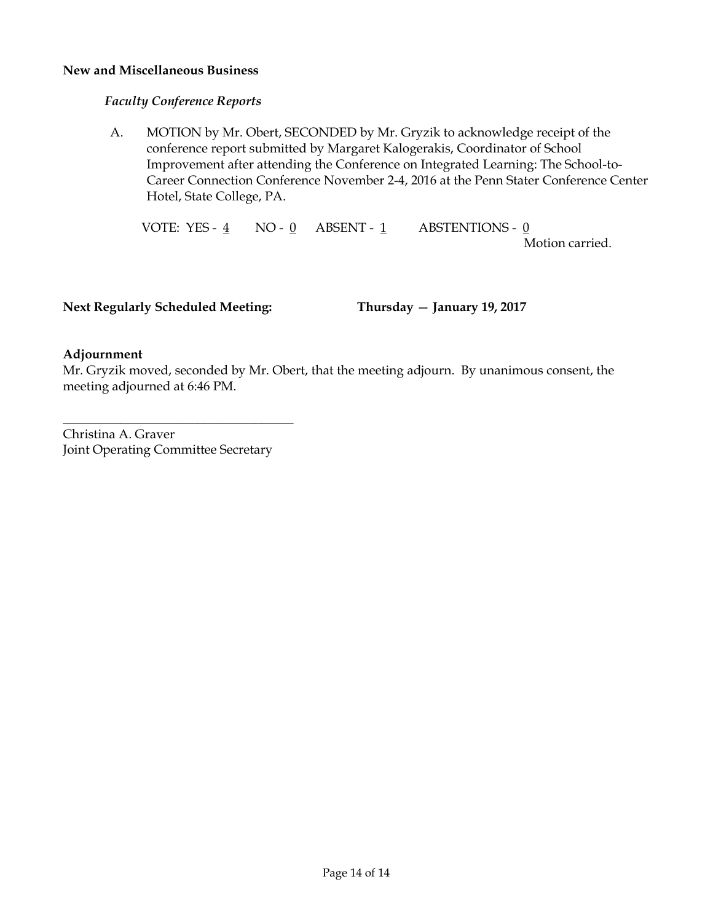**New and Miscellaneous Business**

***Faculty Conference Reports***

A. MOTION by Mr. Obert, SECONDED by Mr. Gryzik to acknowledge receipt of the conference report submitted by Margaret Kalogerakis, Coordinator of School Improvement after attending the Conference on Integrated Learning: The School-to-Career Connection Conference November 2-4, 2016 at the Penn Stater Conference Center Hotel, State College, PA.

VOTE: YES - 4 NO - 0 ABSENT - 1 ABSTENTIONS - 0

Motion carried.

**Next Regularly Scheduled Meeting: Thursday — January 19, 2017**

**Adjournment**

Mr. Gryzik moved, seconded by Mr. Obert, that the meeting adjourn. By unanimous consent, the meeting adjourned at 6:46 PM.

\_\_\_\_\_\_\_\_\_\_\_\_\_\_\_\_\_\_\_\_\_\_\_\_\_\_\_\_\_\_\_\_\_\_\_\_

Christina A. Graver
Joint Operating Committee Secretary